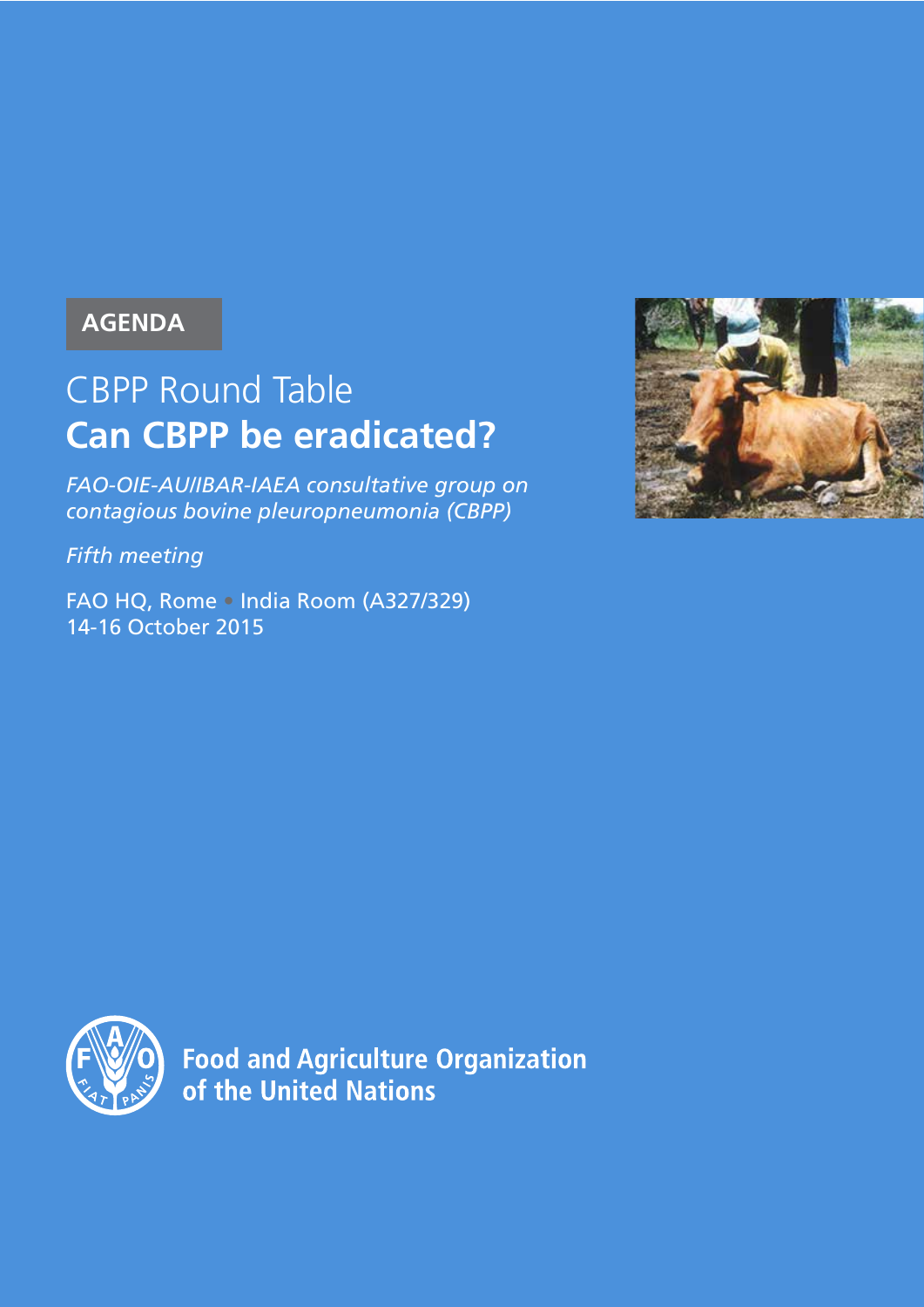**AGENDA**

# CBPP Round Table
# **Can CBPP be eradicated?**

*FAO-OIE-AU/IBAR-IAEA consultative group on contagious bovine pleuropneumonia (CBPP)*

*Fifth meeting*

FAO HQ, Rome • India Room (A327/329)
14-16 October 2015

**Food and Agriculture Organization of the United Nations**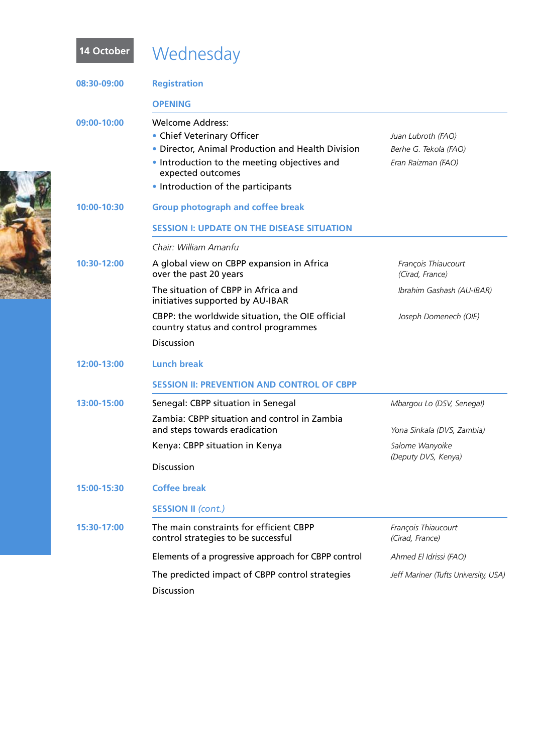## 14 October Wednesday

**08:30-09:00** **Registration**

### OPENING

**09:00-10:00**

Welcome Address:

- Chief Veterinary Officer — *Juan Lubroth (FAO)*
- Director, Animal Production and Health Division — *Berhe G. Tekola (FAO)*
- Introduction to the meeting objectives and expected outcomes — *Eran Raizman (FAO)*
- Introduction of the participants

**10:00-10:30** **Group photograph and coffee break**

### SESSION I: UPDATE ON THE DISEASE SITUATION

*Chair: William Amanfu*

**10:30-12:00**

- A global view on CBPP expansion in Africa over the past 20 years — *François Thiaucourt (Cirad, France)*
- The situation of CBPP in Africa and initiatives supported by AU-IBAR — *Ibrahim Gashash (AU-IBAR)*
- CBPP: the worldwide situation, the OIE official country status and control programmes — *Joseph Domenech (OIE)*
- Discussion

**12:00-13:00** **Lunch break**

### SESSION II: PREVENTION AND CONTROL OF CBPP

**13:00-15:00**

- Senegal: CBPP situation in Senegal — *Mbargou Lo (DSV, Senegal)*
- Zambia: CBPP situation and control in Zambia and steps towards eradication — *Yona Sinkala (DVS, Zambia)*
- Kenya: CBPP situation in Kenya — *Salome Wanyoike (Deputy DVS, Kenya)*
- Discussion

**15:00-15:30** **Coffee break**

### SESSION II *(cont.)*

**15:30-17:00**

- The main constraints for efficient CBPP control strategies to be successful — *François Thiaucourt (Cirad, France)*
- Elements of a progressive approach for CBPP control — *Ahmed El Idrissi (FAO)*
- The predicted impact of CBPP control strategies — *Jeff Mariner (Tufts University, USA)*
- Discussion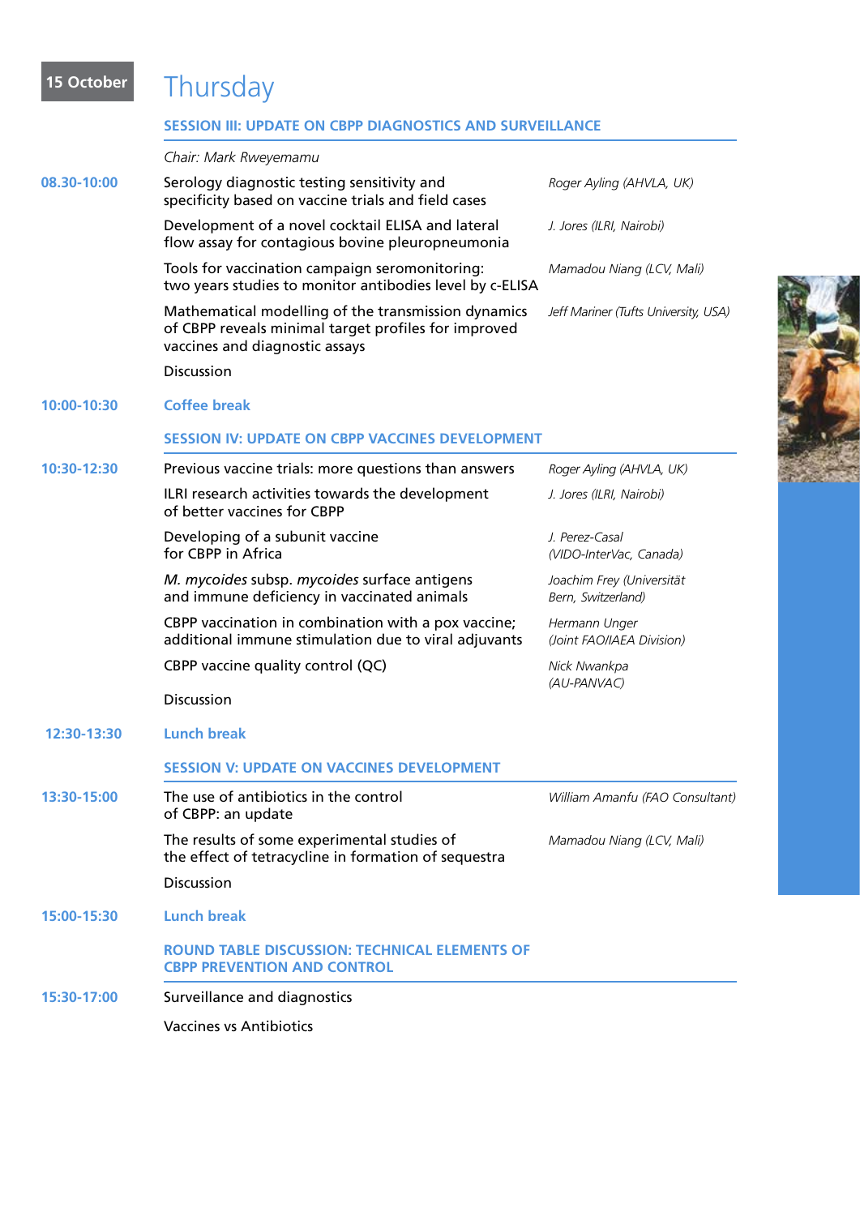**15 October**

# Thursday

## SESSION III: UPDATE ON CBPP DIAGNOSTICS AND SURVEILLANCE

*Chair: Mark Rweyemamu*

| Time | Topic | Speaker |
|---|---|---|
| 08.30-10:00 | Serology diagnostic testing sensitivity and specificity based on vaccine trials and field cases | *Roger Ayling (AHVLA, UK)* |
| | Development of a novel cocktail ELISA and lateral flow assay for contagious bovine pleuropneumonia | *J. Jores (ILRI, Nairobi)* |
| | Tools for vaccination campaign seromonitoring: two years studies to monitor antibodies level by c-ELISA | *Mamadou Niang (LCV, Mali)* |
| | Mathematical modelling of the transmission dynamics of CBPP reveals minimal target profiles for improved vaccines and diagnostic assays | *Jeff Mariner (Tufts University, USA)* |
| | Discussion | |
| 10:00-10:30 | **Coffee break** | |

## SESSION IV: UPDATE ON CBPP VACCINES DEVELOPMENT

| Time | Topic | Speaker |
|---|---|---|
| 10:30-12:30 | Previous vaccine trials: more questions than answers | *Roger Ayling (AHVLA, UK)* |
| | ILRI research activities towards the development of better vaccines for CBPP | *J. Jores (ILRI, Nairobi)* |
| | Developing of a subunit vaccine for CBPP in Africa | *J. Perez-Casal (VIDO-InterVac, Canada)* |
| | *M. mycoides* subsp. *mycoides* surface antigens and immune deficiency in vaccinated animals | *Joachim Frey (Universität Bern, Switzerland)* |
| | CBPP vaccination in combination with a pox vaccine; additional immune stimulation due to viral adjuvants | *Hermann Unger (Joint FAO/IAEA Division)* |
| | CBPP vaccine quality control (QC) | *Nick Nwankpa (AU-PANVAC)* |
| | Discussion | |
| 12:30-13:30 | **Lunch break** | |

## SESSION V: UPDATE ON VACCINES DEVELOPMENT

| Time | Topic | Speaker |
|---|---|---|
| 13:30-15:00 | The use of antibiotics in the control of CBPP: an update | *William Amanfu (FAO Consultant)* |
| | The results of some experimental studies of the effect of tetracycline in formation of sequestra | *Mamadou Niang (LCV, Mali)* |
| | Discussion | |
| 15:00-15:30 | **Lunch break** | |

## ROUND TABLE DISCUSSION: TECHNICAL ELEMENTS OF CBPP PREVENTION AND CONTROL

| Time | Topic |
|---|---|
| 15:30-17:00 | Surveillance and diagnostics |
| | Vaccines vs Antibiotics |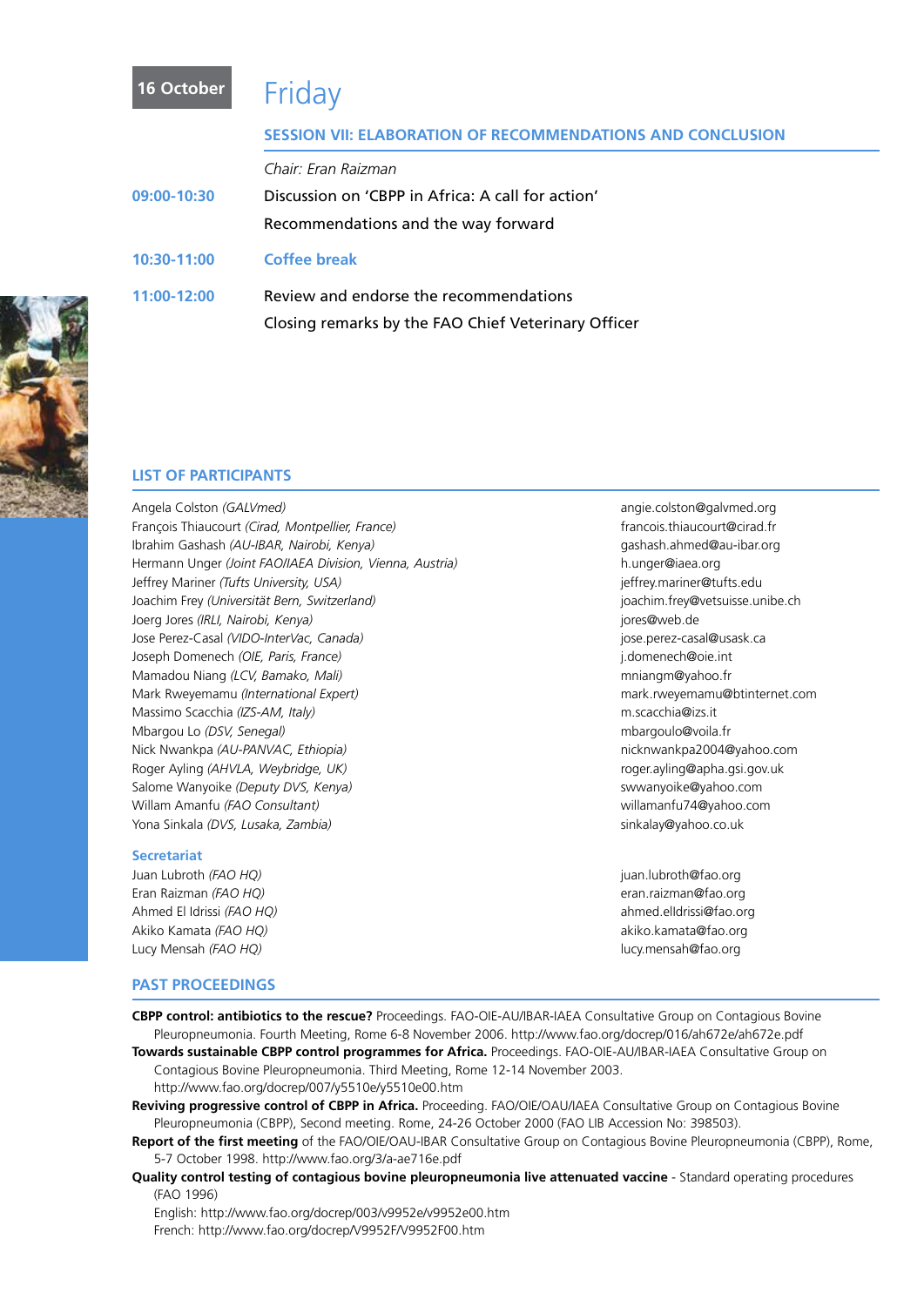## 16 October Friday

### SESSION VII: ELABORATION OF RECOMMENDATIONS AND CONCLUSION

*Chair: Eran Raizman*

**09:00-10:30** Discussion on 'CBPP in Africa: A call for action'

Recommendations and the way forward

**10:30-11:00** **Coffee break**

**11:00-12:00** Review and endorse the recommendations

Closing remarks by the FAO Chief Veterinary Officer

### LIST OF PARTICIPANTS

Angela Colston *(GALVmed)* angie.colston@galvmed.org
François Thiaucourt *(Cirad, Montpellier, France)* francois.thiaucourt@cirad.fr
Ibrahim Gashash *(AU-IBAR, Nairobi, Kenya)* gashash.ahmed@au-ibar.org
Hermann Unger *(Joint FAO/IAEA Division, Vienna, Austria)* h.unger@iaea.org
Jeffrey Mariner *(Tufts University, USA)* jeffrey.mariner@tufts.edu
Joachim Frey *(Universität Bern, Switzerland)* joachim.frey@vetsuisse.unibe.ch
Joerg Jores *(IRLI, Nairobi, Kenya)* jores@web.de
Jose Perez-Casal *(VIDO-InterVac, Canada)* jose.perez-casal@usask.ca
Joseph Domenech *(OIE, Paris, France)* j.domenech@oie.int
Mamadou Niang *(LCV, Bamako, Mali)* mniangm@yahoo.fr
Mark Rweyemamu *(International Expert)* mark.rweyemamu@btinternet.com
Massimo Scacchia *(IZS-AM, Italy)* m.scacchia@izs.it
Mbargou Lo *(DSV, Senegal)* mbargoulo@voila.fr
Nick Nwankpa *(AU-PANVAC, Ethiopia)* nicknwankpa2004@yahoo.com
Roger Ayling *(AHVLA, Weybridge, UK)* roger.ayling@apha.gsi.gov.uk
Salome Wanyoike *(Deputy DVS, Kenya)* swwanyoike@yahoo.com
Willam Amanfu *(FAO Consultant)* willamanfu74@yahoo.com
Yona Sinkala *(DVS, Lusaka, Zambia)* sinkalay@yahoo.co.uk

#### Secretariat

Juan Lubroth *(FAO HQ)* juan.lubroth@fao.org
Eran Raizman *(FAO HQ)* eran.raizman@fao.org
Ahmed El Idrissi *(FAO HQ)* ahmed.elidrissi@fao.org
Akiko Kamata *(FAO HQ)* akiko.kamata@fao.org
Lucy Mensah *(FAO HQ)* lucy.mensah@fao.org

### PAST PROCEEDINGS

**CBPP control: antibiotics to the rescue?** Proceedings. FAO-OIE-AU/IBAR-IAEA Consultative Group on Contagious Bovine Pleuropneumonia. Fourth Meeting, Rome 6-8 November 2006. http://www.fao.org/docrep/016/ah672e/ah672e.pdf

**Towards sustainable CBPP control programmes for Africa.** Proceedings. FAO-OIE-AU/IBAR-IAEA Consultative Group on Contagious Bovine Pleuropneumonia. Third Meeting, Rome 12-14 November 2003. http://www.fao.org/docrep/007/y5510e/y5510e00.htm

**Reviving progressive control of CBPP in Africa.** Proceeding. FAO/OIE/OAU/IAEA Consultative Group on Contagious Bovine Pleuropneumonia (CBPP), Second meeting. Rome, 24-26 October 2000 (FAO LIB Accession No: 398503).

**Report of the first meeting** of the FAO/OIE/OAU-IBAR Consultative Group on Contagious Bovine Pleuropneumonia (CBPP), Rome, 5-7 October 1998. http://www.fao.org/3/a-ae716e.pdf

**Quality control testing of contagious bovine pleuropneumonia live attenuated vaccine** - Standard operating procedures (FAO 1996)

English: http://www.fao.org/docrep/003/v9952e/v9952e00.htm
French: http://www.fao.org/docrep/V9952F/V9952F00.htm